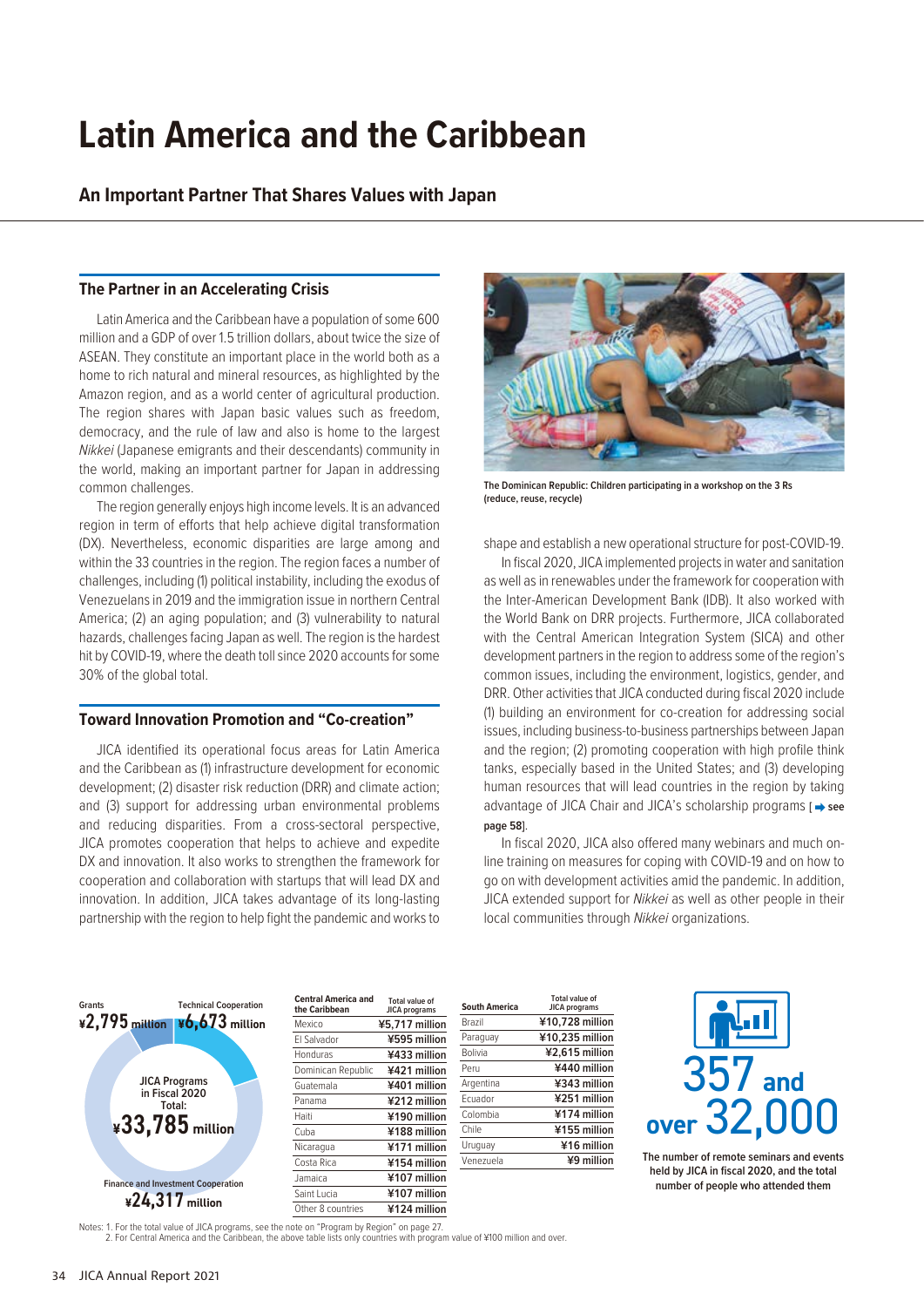# Latin America and the Caribbean

## An Important Partner That Shares Values with Japan

### The Partner in an Accelerating Crisis

Latin America and the Caribbean have a population of some 600 million and a GDP of over 1.5 trillion dollars, about twice the size of ASEAN. They constitute an important place in the world both as a home to rich natural and mineral resources, as highlighted by the Amazon region, and as a world center of agricultural production. The region shares with Japan basic values such as freedom, democracy, and the rule of law and also is home to the largest *Nikkei* (Japanese emigrants and their descendants) community in the world, making an important partner for Japan in addressing common challenges.

The region generally enjoys high income levels. It is an advanced region in term of efforts that help achieve digital transformation (DX). Nevertheless, economic disparities are large among and within the 33 countries in the region. The region faces a number of challenges, including (1) political instability, including the exodus of Venezuelans in 2019 and the immigration issue in northern Central America; (2) an aging population; and (3) vulnerability to natural hazards, challenges facing Japan as well. The region is the hardest hit by COVID-19, where the death toll since 2020 accounts for some 30% of the global total.

### Toward Innovation Promotion and "Co-creation"

JICA identified its operational focus areas for Latin America and the Caribbean as (1) infrastructure development for economic development; (2) disaster risk reduction (DRR) and climate action; and (3) support for addressing urban environmental problems and reducing disparities. From a cross-sectoral perspective, JICA promotes cooperation that helps to achieve and expedite DX and innovation. It also works to strengthen the framework for cooperation and collaboration with startups that will lead DX and innovation. In addition, JICA takes advantage of its long-lasting partnership with the region to help fight the pandemic and works to shape and establish a new operational structure for post-COVID-19.

The Dominican Republic: Children participating in a workshop on the 3 Rs (reduce, reuse, recycle)

In fiscal 2020, JICA implemented projects in water and sanitation as well as in renewables under the framework for cooperation with the Inter-American Development Bank (IDB). It also worked with the World Bank on DRR projects. Furthermore, JICA collaborated with the Central American Integration System (SICA) and other development partners in the region to address some of the region's common issues, including the environment, logistics, gender, and DRR. Other activities that JICA conducted during fiscal 2020 include (1) building an environment for co-creation for addressing social issues, including business-to-business partnerships between Japan and the region; (2) promoting cooperation with high profile think tanks, especially based in the United States; and (3) developing human resources that will lead countries in the region by taking advantage of JICA Chair and JICA's scholarship programs [➡ **see page 58**].

In fiscal 2020, JICA also offered many webinars and much on-line training on measures for coping with COVID-19 and on how to go on with development activities amid the pandemic. In addition, JICA extended support for *Nikkei* as well as other people in their local communities through *Nikkei* organizations.

**JICA Programs in Fiscal 2020 Total: ¥33,785 million**

- Grants: ¥2,795 million
- Technical Cooperation: ¥6,673 million
- Finance and Investment Cooperation: ¥24,317 million

| Central America and the Caribbean | Total value of JICA programs |
|---|---|
| Mexico | ¥5,717 million |
| El Salvador | ¥595 million |
| Honduras | ¥433 million |
| Dominican Republic | ¥421 million |
| Guatemala | ¥401 million |
| Panama | ¥212 million |
| Haiti | ¥190 million |
| Cuba | ¥188 million |
| Nicaragua | ¥171 million |
| Costa Rica | ¥154 million |
| Jamaica | ¥107 million |
| Saint Lucia | ¥107 million |
| Other 8 countries | ¥124 million |

| South America | Total value of JICA programs |
|---|---|
| Brazil | ¥10,728 million |
| Paraguay | ¥10,235 million |
| Bolivia | ¥2,615 million |
| Peru | ¥440 million |
| Argentina | ¥343 million |
| Ecuador | ¥251 million |
| Colombia | ¥174 million |
| Chile | ¥155 million |
| Uruguay | ¥16 million |
| Venezuela | ¥9 million |

**357 and over 32,000**

The number of remote seminars and events held by JICA in fiscal 2020, and the total number of people who attended them

Notes: 1. For the total value of JICA programs, see the note on "Program by Region" on page 27.
2. For Central America and the Caribbean, the above table lists only countries with program value of ¥100 million and over.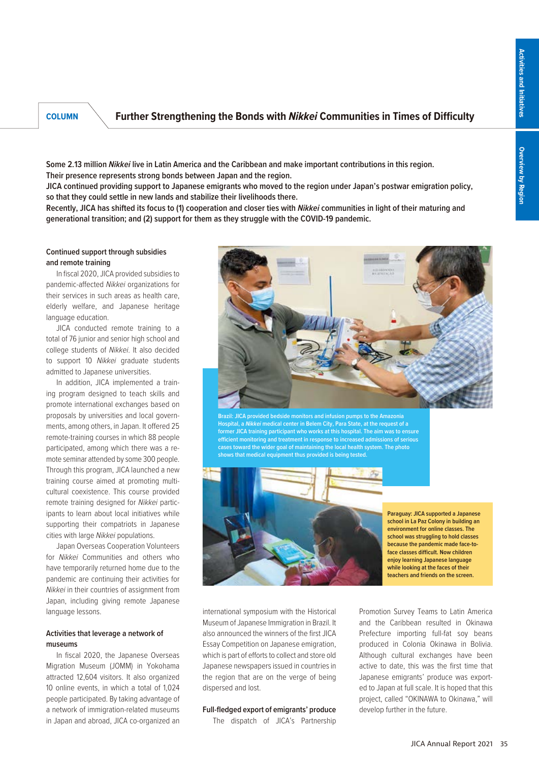COLUMN

## Further Strengthening the Bonds with *Nikkei* Communities in Times of Difficulty

**Some 2.13 million *Nikkei* live in Latin America and the Caribbean and make important contributions in this region. Their presence represents strong bonds between Japan and the region.**
**JICA continued providing support to Japanese emigrants who moved to the region under Japan's postwar emigration policy, so that they could settle in new lands and stabilize their livelihoods there.**
**Recently, JICA has shifted its focus to (1) cooperation and closer ties with *Nikkei* communities in light of their maturing and generational transition; and (2) support for them as they struggle with the COVID-19 pandemic.**

### Continued support through subsidies and remote training

In fiscal 2020, JICA provided subsidies to pandemic-affected *Nikkei* organizations for their services in such areas as health care, elderly welfare, and Japanese heritage language education.

JICA conducted remote training to a total of 76 junior and senior high school and college students of *Nikkei*. It also decided to support 10 *Nikkei* graduate students admitted to Japanese universities.

In addition, JICA implemented a training program designed to teach skills and promote international exchanges based on proposals by universities and local governments, among others, in Japan. It offered 25 remote-training courses in which 88 people participated, among which there was a remote seminar attended by some 300 people. Through this program, JICA launched a new training course aimed at promoting multicultural coexistence. This course provided remote training designed for *Nikkei* participants to learn about local initiatives while supporting their compatriots in Japanese cities with large *Nikkei* populations.

Japan Overseas Cooperation Volunteers for *Nikkei* Communities and others who have temporarily returned home due to the pandemic are continuing their activities for *Nikkei* in their countries of assignment from Japan, including giving remote Japanese language lessons.

### Activities that leverage a network of museums

In fiscal 2020, the Japanese Overseas Migration Museum (JOMM) in Yokohama attracted 12,604 visitors. It also organized 10 online events, in which a total of 1,024 people participated. By taking advantage of a network of immigration-related museums in Japan and abroad, JICA co-organized an international symposium with the Historical Museum of Japanese Immigration in Brazil. It also announced the winners of the first JICA Essay Competition on Japanese emigration, which is part of efforts to collect and store old Japanese newspapers issued in countries in the region that are on the verge of being dispersed and lost.

### Full-fledged export of emigrants' produce

The dispatch of JICA's Partnership Promotion Survey Teams to Latin America and the Caribbean resulted in Okinawa Prefecture importing full-fat soy beans produced in Colonia Okinawa in Bolivia. Although cultural exchanges have been active to date, this was the first time that Japanese emigrants' produce was exported to Japan at full scale. It is hoped that this project, called "OKINAWA to Okinawa," will develop further in the future.

Brazil: JICA provided bedside monitors and infusion pumps to the Amazonia Hospital, a *Nikkei* medical center in Belem City, Para State, at the request of a former JICA training participant who works at this hospital. The aim was to ensure efficient monitoring and treatment in response to increased admissions of serious cases toward the wider goal of maintaining the local health system. The photo shows that medical equipment thus provided is being tested.

Paraguay: JICA supported a Japanese school in La Paz Colony in building an environment for online classes. The school was struggling to hold classes because the pandemic made face-to-face classes difficult. Now children enjoy learning Japanese language while looking at the faces of their teachers and friends on the screen.